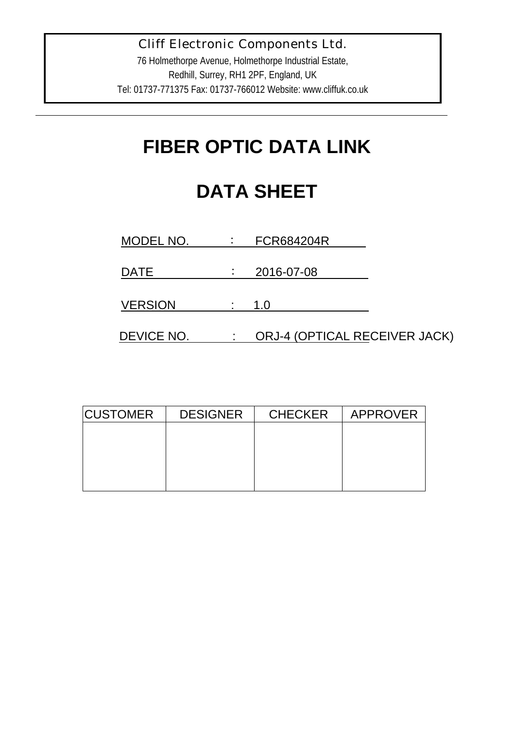Cliff Electronic Components Ltd.

76 Holmethorpe Avenue, Holmethorpe Industrial Estate,

Redhill, Surrey, RH1 2PF, England, UK

Tel: 01737-771375 Fax: 01737-766012 Website: www.cliffuk.co.uk

# FIBER OPTIC DATA LINK

# DATA SHEET

MODEL NO. : FCR684204R

DATE : 2016-07-08

VERSION : 1.0

DEVICE NO. : ORJ-4 (OPTICAL RECEIVER JACK)

| CUSTOMER | DESIGNER | CHECKER | APPROVER |
| --- | --- | --- | --- |
| | | | |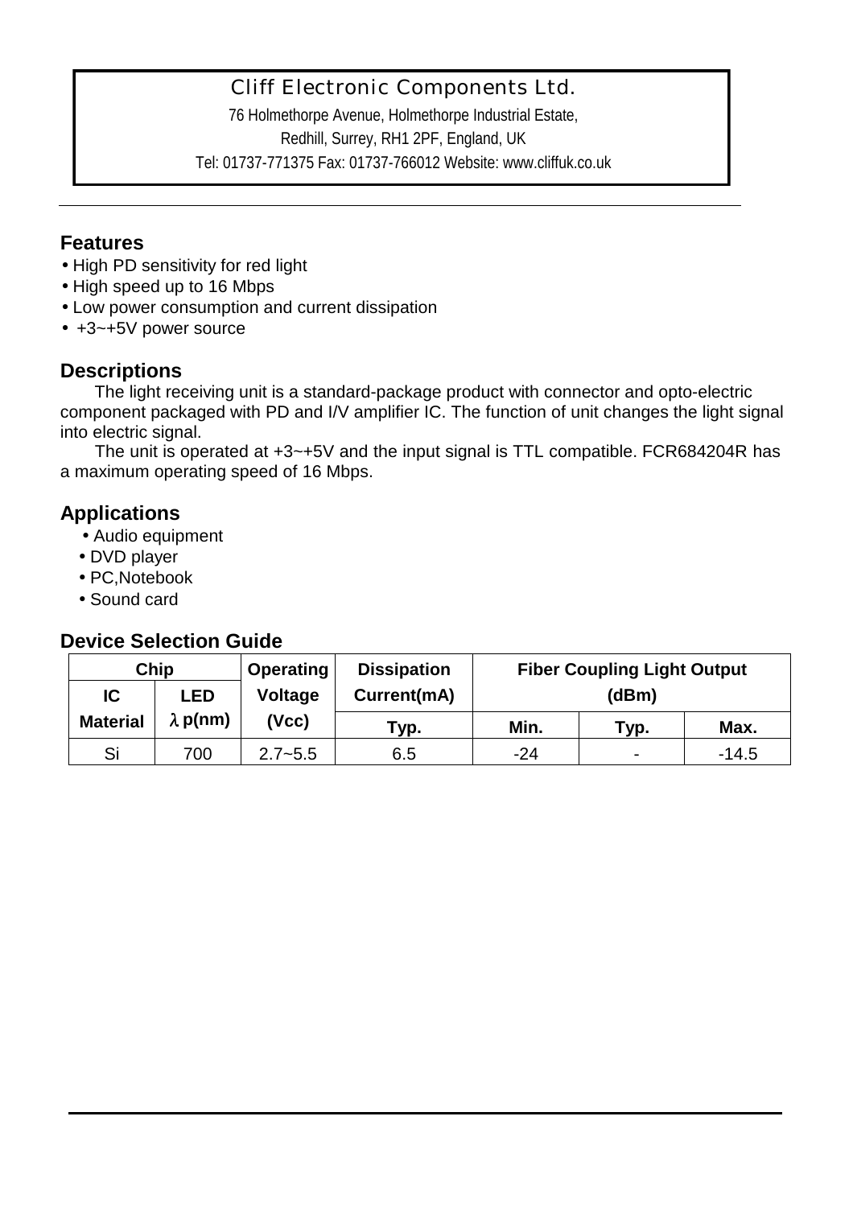Cliff Electronic Components Ltd.

76 Holmethorpe Avenue, Holmethorpe Industrial Estate,

Redhill, Surrey, RH1 2PF, England, UK

Tel: 01737-771375 Fax: 01737-766012 Website: www.cliffuk.co.uk

## Features

- High PD sensitivity for red light
- High speed up to 16 Mbps
- Low power consumption and current dissipation
- +3~+5V power source

## Descriptions

The light receiving unit is a standard-package product with connector and opto-electric component packaged with PD and I/V amplifier IC. The function of unit changes the light signal into electric signal.

The unit is operated at +3~+5V and the input signal is TTL compatible. FCR684204R has a maximum operating speed of 16 Mbps.

## Applications

- Audio equipment
- DVD player
- PC,Notebook
- Sound card

## Device Selection Guide

| Chip | | Operating Voltage (Vcc) | Dissipation Current(mA) | Fiber Coupling Light Output (dBm) | | |
|---|---|---|---|---|---|---|
| IC Material | LED $\lambda$ p(nm) | | Typ. | Min. | Typ. | Max. |
| Si | 700 | 2.7~5.5 | 6.5 | -24 | - | -14.5 |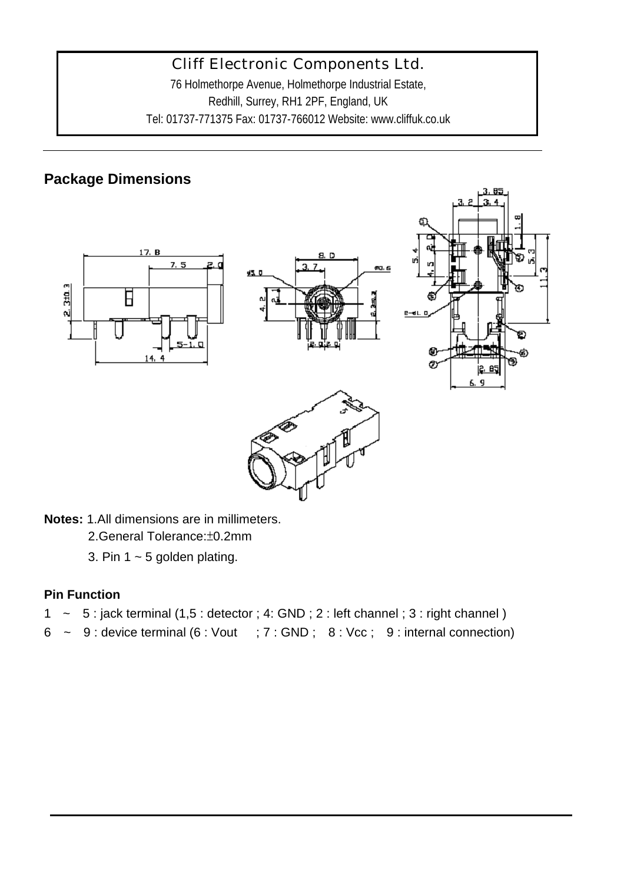Cliff Electronic Components Ltd.

76 Holmethorpe Avenue, Holmethorpe Industrial Estate,

Redhill, Surrey, RH1 2PF, England, UK

Tel: 01737-771375 Fax: 01737-766012 Website: www.cliffuk.co.uk

## Package Dimensions

**Notes:** 1.All dimensions are in millimeters.

2.General Tolerance:±0.2mm

3. Pin 1 ~ 5 golden plating.

### Pin Function

1 ~ 5 : jack terminal (1,5 : detector ; 4: GND ; 2 : left channel ; 3 : right channel )

6 ~ 9 : device terminal (6 : Vout ; 7 : GND ; 8 : Vcc ; 9 : internal connection)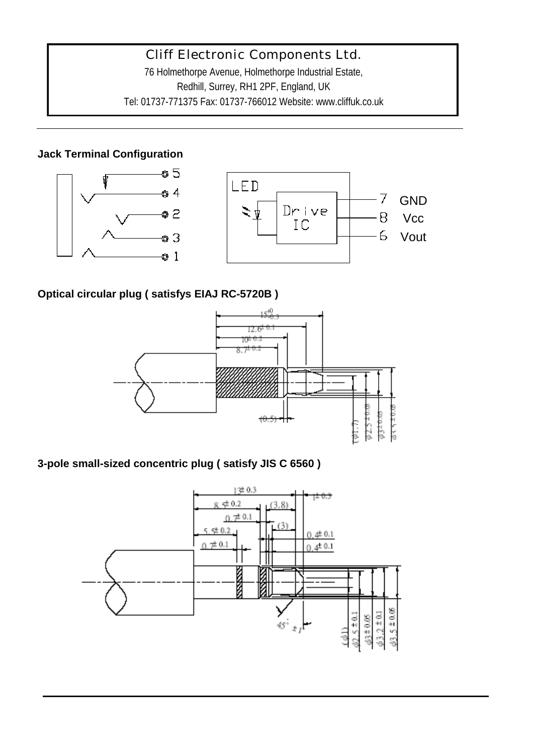Cliff Electronic Components Ltd.

76 Holmethorpe Avenue, Holmethorpe Industrial Estate,

Redhill, Surrey, RH1 2PF, England, UK

Tel: 01737-771375 Fax: 01737-766012 Website: www.cliffuk.co.uk

---

**Jack Terminal Configuration**

5
4
2
3
1

LED

Drive IC

7 GND
8 Vcc
6 Vout

**Optical circular plug ( satisfys EIAJ RC-5720B )**

$15^{+0}_{-0.3}$

$12.6^{\pm 0.1}$

$10^{\pm 0.2}$

$8.7^{\pm 0.2}$

(0.5)

($\phi 1.7$)

$\phi 2.5 \pm 0.08$

$\phi 3 \pm 0.05$

$\phi 3.5 \pm 0.08$

**3-pole small-sized concentric plug ( satisfy JIS C 6560 )**

$13^{\pm 0.3}$

$1^{\pm 0.3}$

$8.5^{\pm 0.2}$

(3.8)

$0.7^{\pm 0.1}$

(3)

$5.5^{\pm 0.2}$

$0.4^{\pm 0.1}$

$0.7^{\pm 0.1}$

$0.4^{\pm 0.1}$

$45° \pm 1$

($\phi 1$)

$\phi 2.5 \pm 0.1$

$\phi 3 \pm 0.05$

$\phi 3.2 \pm 0.1$

$\phi 3.5 \pm 0.05$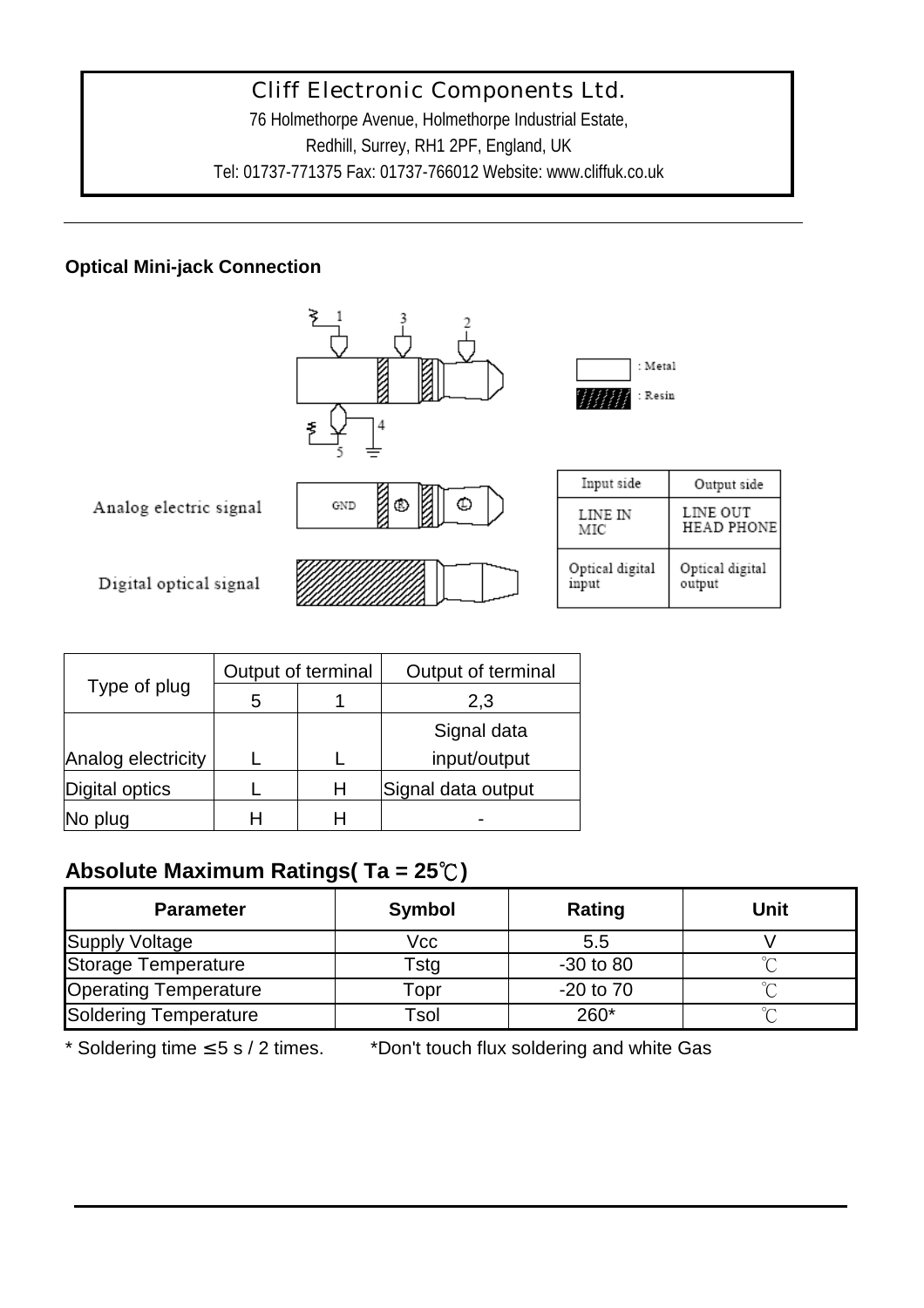Cliff Electronic Components Ltd.

76 Holmethorpe Avenue, Holmethorpe Industrial Estate,

Redhill, Surrey, RH1 2PF, England, UK

Tel: 01737-771375 Fax: 01737-766012 Website: www.cliffuk.co.uk

**Optical Mini-jack Connection**

: Metal

: Resin

Analog electric signal

Digital optical signal

| Input side | Output side |
|---|---|
| LINE IN MIC | LINE OUT HEAD PHONE |
| Optical digital input | Optical digital output |

| Type of plug | Output of terminal | | Output of terminal |
|---|---|---|---|
| | 5 | 1 | 2,3 |
| Analog electricity | L | L | Signal data input/output |
| Digital optics | L | H | Signal data output |
| No plug | H | H | - |

## Absolute Maximum Ratings( Ta = 25℃)

| Parameter | Symbol | Rating | Unit |
|---|---|---|---|
| Supply Voltage | Vcc | 5.5 | V |
| Storage Temperature | Tstg | -30 to 80 | ℃ |
| Operating Temperature | Topr | -20 to 70 | ℃ |
| Soldering Temperature | Tsol | 260* | ℃ |

* Soldering time ≤5 s / 2 times. *Don't touch flux soldering and white Gas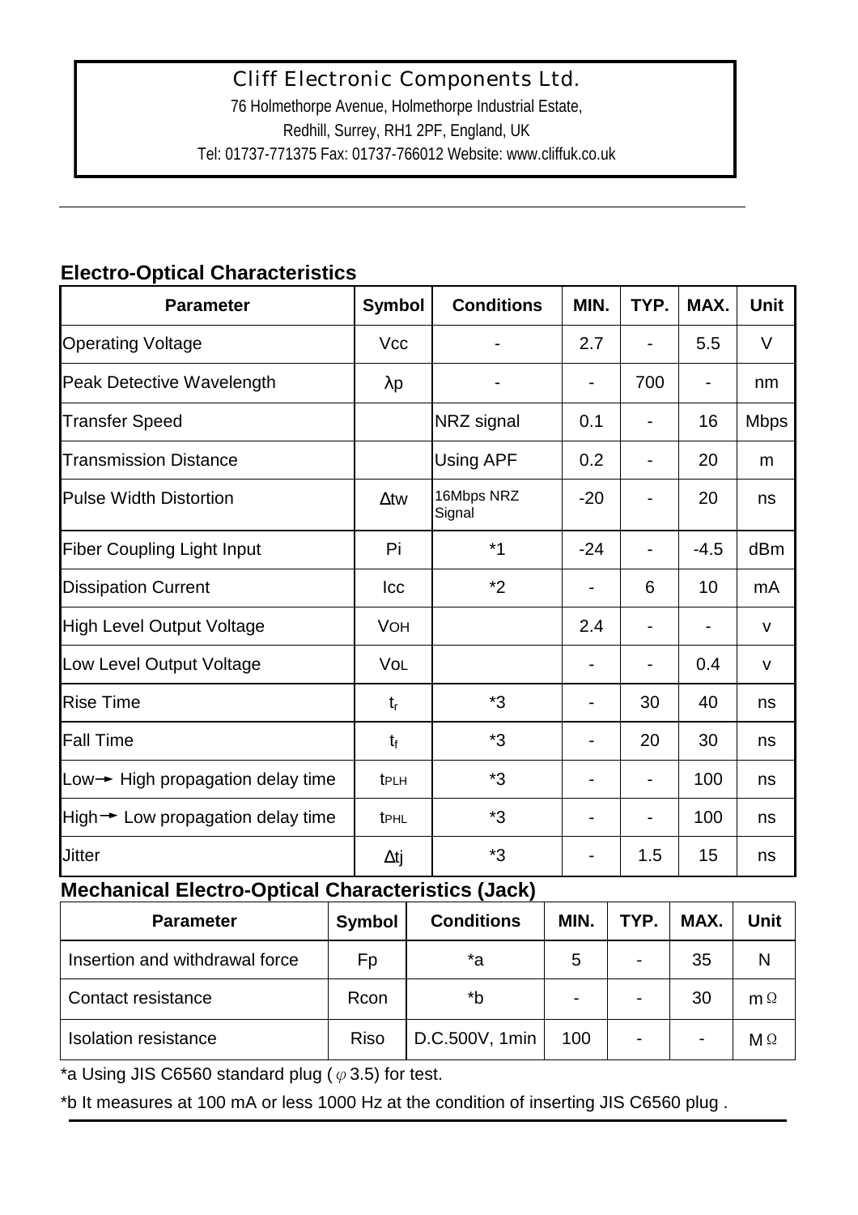Cliff Electronic Components Ltd.
76 Holmethorpe Avenue, Holmethorpe Industrial Estate,
Redhill, Surrey, RH1 2PF, England, UK
Tel: 01737-771375 Fax: 01737-766012 Website: www.cliffuk.co.uk

## Electro-Optical Characteristics

| Parameter | Symbol | Conditions | MIN. | TYP. | MAX. | Unit |
|---|---|---|---|---|---|---|
| Operating Voltage | Vcc | - | 2.7 | - | 5.5 | V |
| Peak Detective Wavelength | λp | - | - | 700 | - | nm |
| Transfer Speed | | NRZ signal | 0.1 | - | 16 | Mbps |
| Transmission Distance | | Using APF | 0.2 | - | 20 | m |
| Pulse Width Distortion | Δtw | 16Mbps NRZ Signal | -20 | - | 20 | ns |
| Fiber Coupling Light Input | Pi | *1 | -24 | - | -4.5 | dBm |
| Dissipation Current | Icc | *2 | - | 6 | 10 | mA |
| High Level Output Voltage | $V_{OH}$ | | 2.4 | - | - | v |
| Low Level Output Voltage | $V_{OL}$ | | - | - | 0.4 | v |
| Rise Time | $t_r$ | *3 | - | 30 | 40 | ns |
| Fall Time | $t_f$ | *3 | - | 20 | 30 | ns |
| Low→ High propagation delay time | $t_{PLH}$ | *3 | - | - | 100 | ns |
| High→ Low propagation delay time | $t_{PHL}$ | *3 | - | - | 100 | ns |
| Jitter | Δtj | *3 | - | 1.5 | 15 | ns |

## Mechanical Electro-Optical Characteristics (Jack)

| Parameter | Symbol | Conditions | MIN. | TYP. | MAX. | Unit |
|---|---|---|---|---|---|---|
| Insertion and withdrawal force | Fp | *a | 5 | - | 35 | N |
| Contact resistance | Rcon | *b | - | - | 30 | mΩ |
| Isolation resistance | Riso | D.C.500V, 1min | 100 | - | - | MΩ |

*a Using JIS C6560 standard plug (φ3.5) for test.

*b It measures at 100 mA or less 1000 Hz at the condition of inserting JIS C6560 plug .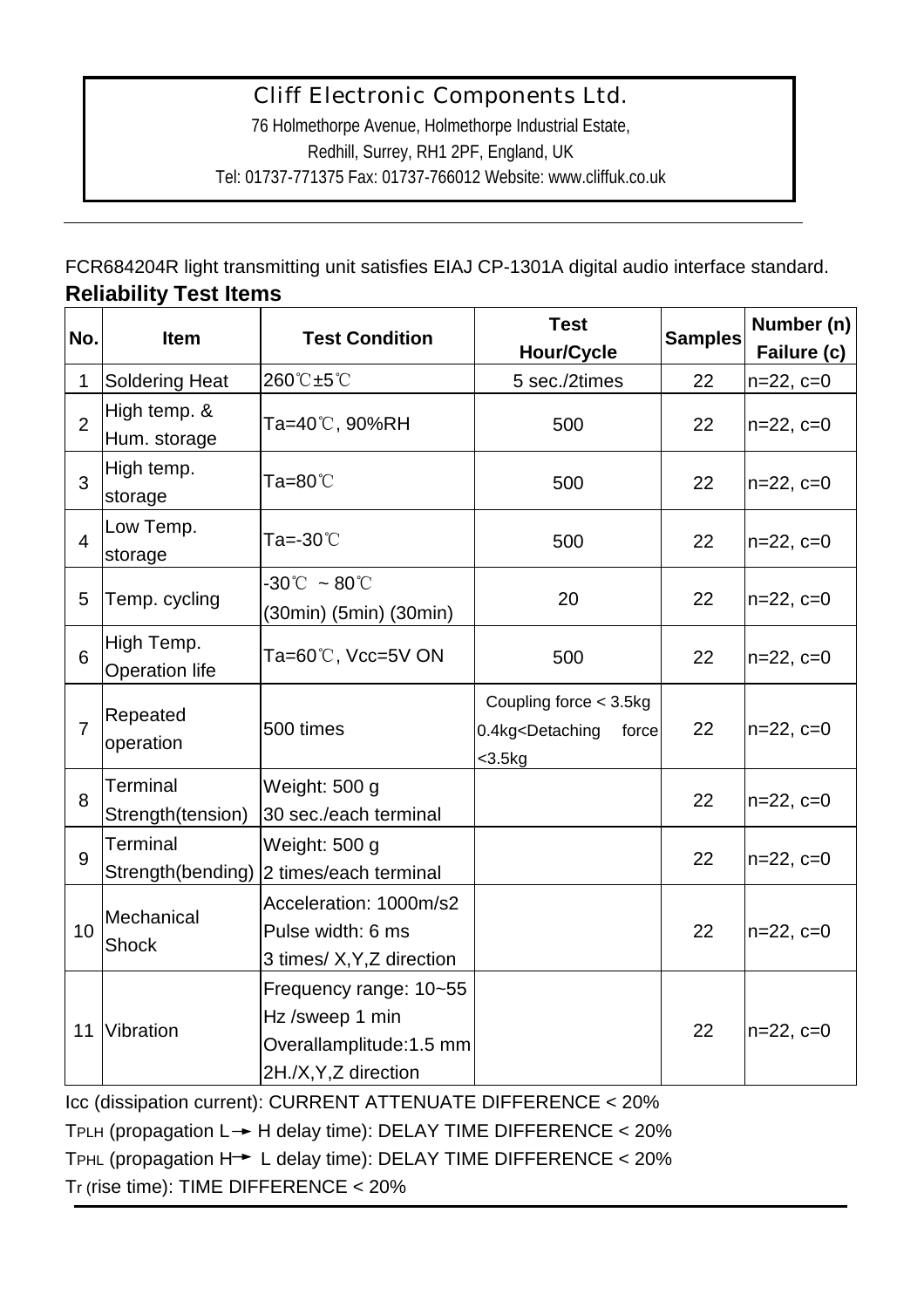Cliff Electronic Components Ltd.

76 Holmethorpe Avenue, Holmethorpe Industrial Estate,

Redhill, Surrey, RH1 2PF, England, UK

Tel: 01737-771375 Fax: 01737-766012 Website: www.cliffuk.co.uk

FCR684204R light transmitting unit satisfies EIAJ CP-1301A digital audio interface standard.

## Reliability Test Items

| No. | Item | Test Condition | Test Hour/Cycle | Samples | Number (n) Failure (c) |
|---|---|---|---|---|---|
| 1 | Soldering Heat | 260℃±5℃ | 5 sec./2times | 22 | n=22, c=0 |
| 2 | High temp. & Hum. storage | Ta=40℃, 90%RH | 500 | 22 | n=22, c=0 |
| 3 | High temp. storage | Ta=80℃ | 500 | 22 | n=22, c=0 |
| 4 | Low Temp. storage | Ta=-30℃ | 500 | 22 | n=22, c=0 |
| 5 | Temp. cycling | -30℃ ~ 80℃ (30min) (5min) (30min) | 20 | 22 | n=22, c=0 |
| 6 | High Temp. Operation life | Ta=60℃, Vcc=5V ON | 500 | 22 | n=22, c=0 |
| 7 | Repeated operation | 500 times | Coupling force < 3.5kg 0.4kg<Detaching force <3.5kg | 22 | n=22, c=0 |
| 8 | Terminal Strength(tension) | Weight: 500 g 30 sec./each terminal | | 22 | n=22, c=0 |
| 9 | Terminal Strength(bending) | Weight: 500 g 2 times/each terminal | | 22 | n=22, c=0 |
| 10 | Mechanical Shock | Acceleration: 1000m/s2 Pulse width: 6 ms 3 times/ X,Y,Z direction | | 22 | n=22, c=0 |
| 11 | Vibration | Frequency range: 10~55 Hz /sweep 1 min Overallamplitude:1.5 mm 2H./X,Y,Z direction | | 22 | n=22, c=0 |

Icc (dissipation current): CURRENT ATTENUATE DIFFERENCE < 20%

$T_{PLH}$ (propagation L→ H delay time): DELAY TIME DIFFERENCE < 20%

$T_{PHL}$ (propagation H→ L delay time): DELAY TIME DIFFERENCE < 20%

$T_r$ (rise time): TIME DIFFERENCE < 20%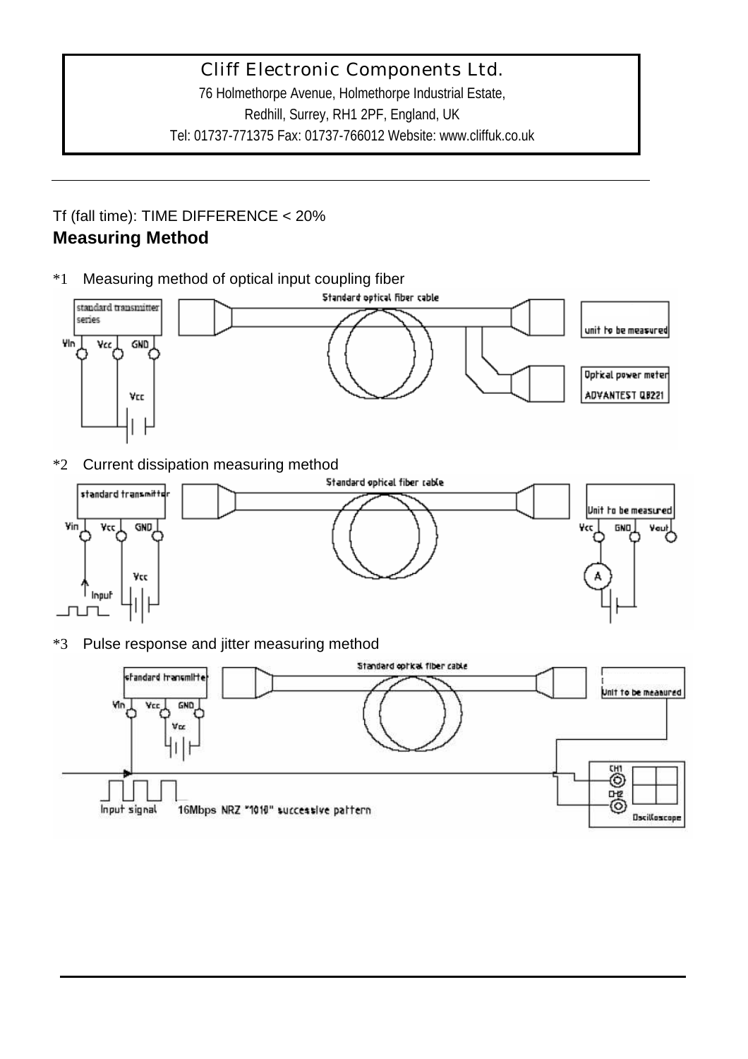Tf (fall time): TIME DIFFERENCE < 20%

**Measuring Method**

*1 Measuring method of optical input coupling fiber

Standard optical fiber cable

standard transmitter series

Vin Vcc GND

Vcc

unit to be measured

Optical power meter ADVANTEST Q8221

*2 Current dissipation measuring method

Standard optical fiber cable

standard transmitter

Vin Vcc GND

Vcc

Input

Unit to be measured

Vcc GND Vout

A

*3 Pulse response and jitter measuring method

Standard optical fiber cable

standard transmitter

Vin Vcc GND

Vcc

Unit to be measured

CH1

CH2

Oscilloscope

Input signal 16Mbps NRZ "1010" successive pattern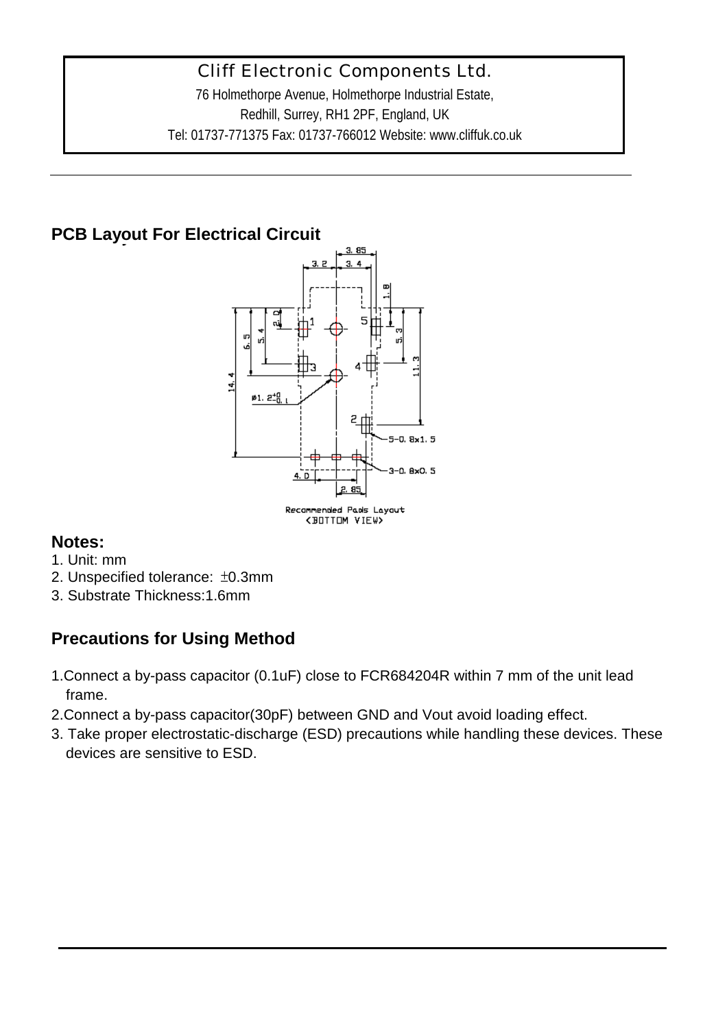## PCB Layout For Electrical Circuit

Recommended Pads Layout
<BOTTOM VIEW>

**Notes:**

1. Unit: mm
2. Unspecified tolerance: ±0.3mm
3. Substrate Thickness:1.6mm

## Precautions for Using Method

1. Connect a by-pass capacitor (0.1uF) close to FCR684204R within 7 mm of the unit lead frame.
2. Connect a by-pass capacitor(30pF) between GND and Vout avoid loading effect.
3. Take proper electrostatic-discharge (ESD) precautions while handling these devices. These devices are sensitive to ESD.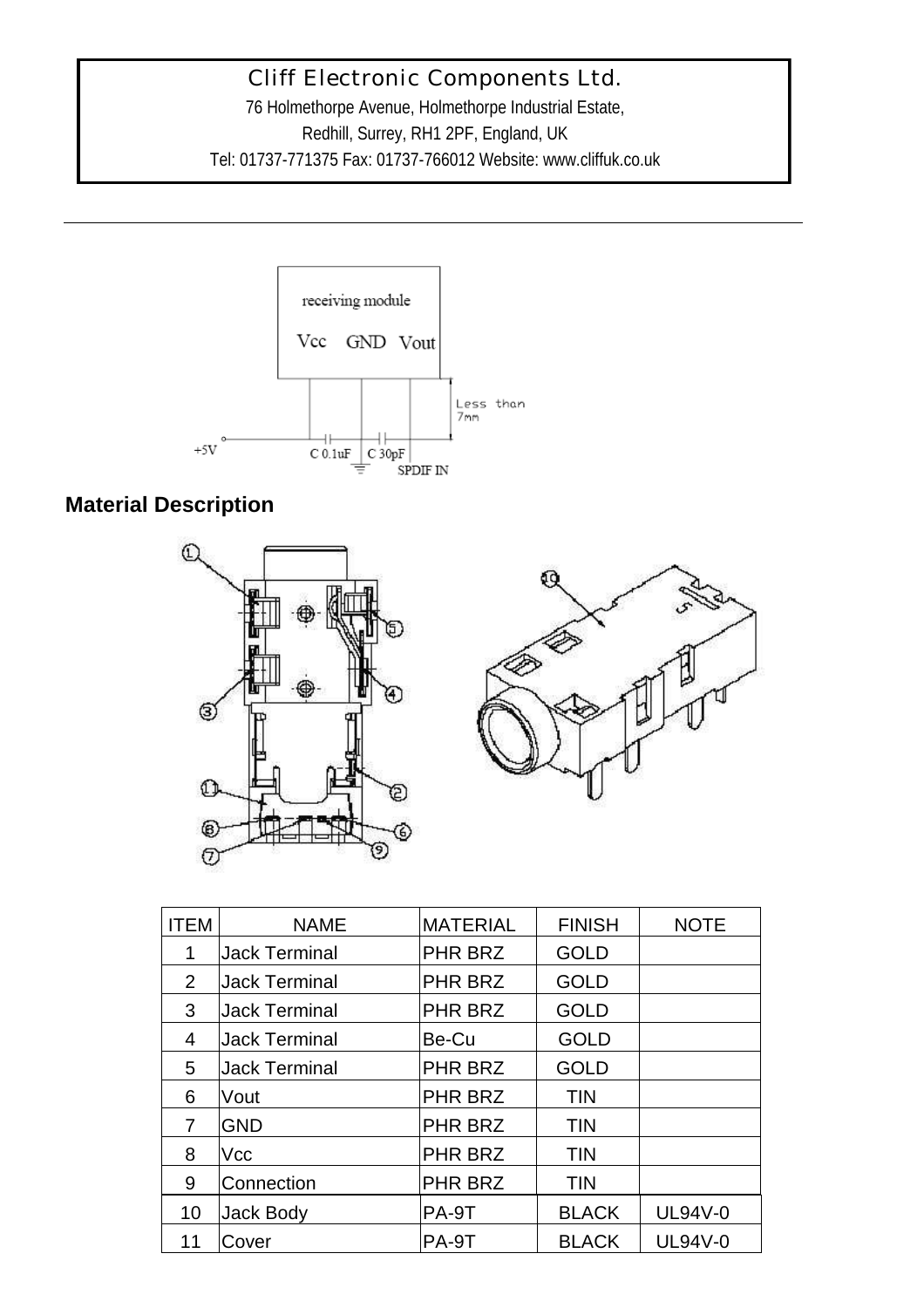Cliff Electronic Components Ltd.

76 Holmethorpe Avenue, Holmethorpe Industrial Estate,

Redhill, Surrey, RH1 2PF, England, UK

Tel: 01737-771375 Fax: 01737-766012 Website: www.cliffuk.co.uk

receiving module

Vcc GND Vout

Less than 7mm

+5V

C 0.1uF C 30pF

SPDIF IN

## Material Description

| ITEM | NAME | MATERIAL | FINISH | NOTE |
|---|---|---|---|---|
| 1 | Jack Terminal | PHR BRZ | GOLD | |
| 2 | Jack Terminal | PHR BRZ | GOLD | |
| 3 | Jack Terminal | PHR BRZ | GOLD | |
| 4 | Jack Terminal | Be-Cu | GOLD | |
| 5 | Jack Terminal | PHR BRZ | GOLD | |
| 6 | Vout | PHR BRZ | TIN | |
| 7 | GND | PHR BRZ | TIN | |
| 8 | Vcc | PHR BRZ | TIN | |
| 9 | Connection | PHR BRZ | TIN | |
| 10 | Jack Body | PA-9T | BLACK | UL94V-0 |
| 11 | Cover | PA-9T | BLACK | UL94V-0 |